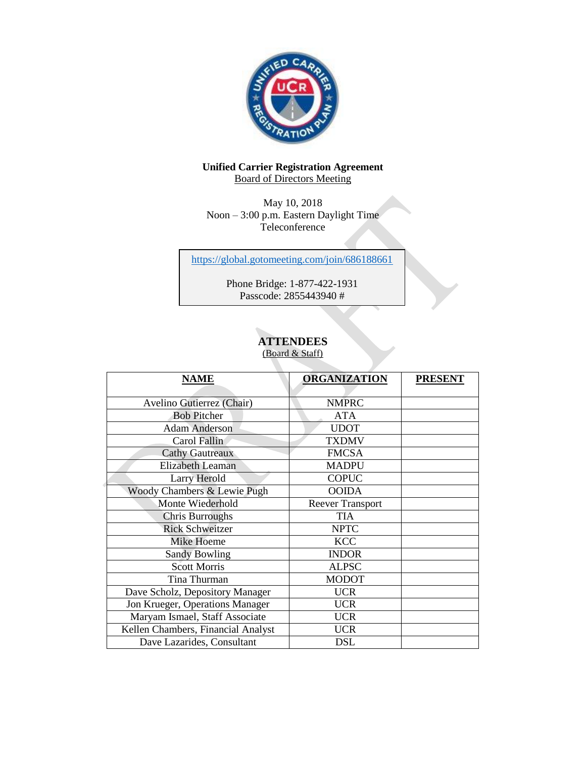**Unified Carrier Registration Agreement**

Board of Directors Meeting

May 10, 2018

Noon – 3:00 p.m. Eastern Daylight Time

Teleconference

https://global.gotomeeting.com/join/686188661

Phone Bridge: 1-877-422-1931

Passcode: 2855443940 #

## ATTENDEES

(Board & Staff)

| NAME | ORGANIZATION | PRESENT |
|---|---|---|
| Avelino Gutierrez (Chair) | NMPRC | |
| Bob Pitcher | ATA | |
| Adam Anderson | UDOT | |
| Carol Fallin | TXDMV | |
| Cathy Gautreaux | FMCSA | |
| Elizabeth Leaman | MADPU | |
| Larry Herold | COPUC | |
| Woody Chambers & Lewie Pugh | OOIDA | |
| Monte Wiederhold | Reever Transport | |
| Chris Burroughs | TIA | |
| Rick Schweitzer | NPTC | |
| Mike Hoeme | KCC | |
| Sandy Bowling | INDOR | |
| Scott Morris | ALPSC | |
| Tina Thurman | MODOT | |
| Dave Scholz, Depository Manager | UCR | |
| Jon Krueger, Operations Manager | UCR | |
| Maryam Ismael, Staff Associate | UCR | |
| Kellen Chambers, Financial Analyst | UCR | |
| Dave Lazarides, Consultant | DSL | |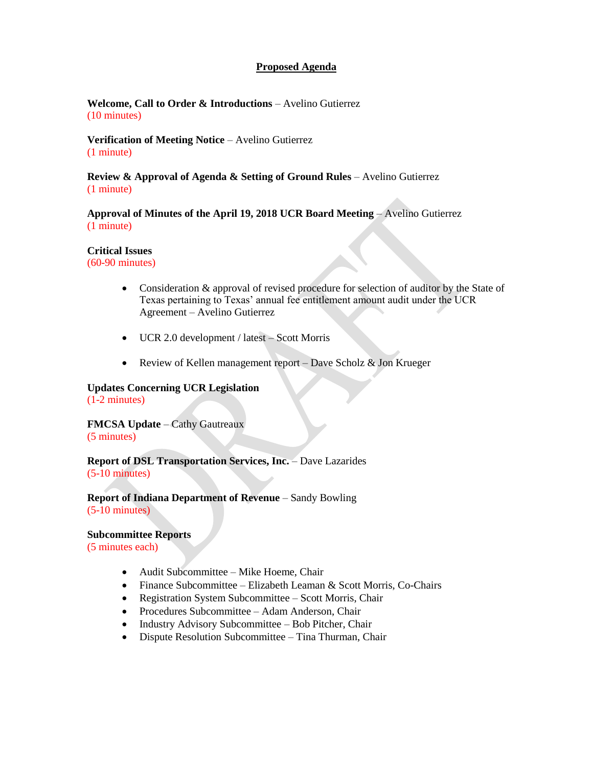## Proposed Agenda

**Welcome, Call to Order & Introductions** – Avelino Gutierrez
(10 minutes)

**Verification of Meeting Notice** – Avelino Gutierrez
(1 minute)

**Review & Approval of Agenda & Setting of Ground Rules** – Avelino Gutierrez
(1 minute)

**Approval of Minutes of the April 19, 2018 UCR Board Meeting** – Avelino Gutierrez
(1 minute)

**Critical Issues**
(60-90 minutes)

- Consideration & approval of revised procedure for selection of auditor by the State of Texas pertaining to Texas' annual fee entitlement amount audit under the UCR Agreement – Avelino Gutierrez

- UCR 2.0 development / latest – Scott Morris

- Review of Kellen management report – Dave Scholz & Jon Krueger

**Updates Concerning UCR Legislation**
(1-2 minutes)

**FMCSA Update** – Cathy Gautreaux
(5 minutes)

**Report of DSL Transportation Services, Inc.** – Dave Lazarides
(5-10 minutes)

**Report of Indiana Department of Revenue** – Sandy Bowling
(5-10 minutes)

**Subcommittee Reports**
(5 minutes each)

- Audit Subcommittee – Mike Hoeme, Chair
- Finance Subcommittee – Elizabeth Leaman & Scott Morris, Co-Chairs
- Registration System Subcommittee – Scott Morris, Chair
- Procedures Subcommittee – Adam Anderson, Chair
- Industry Advisory Subcommittee – Bob Pitcher, Chair
- Dispute Resolution Subcommittee – Tina Thurman, Chair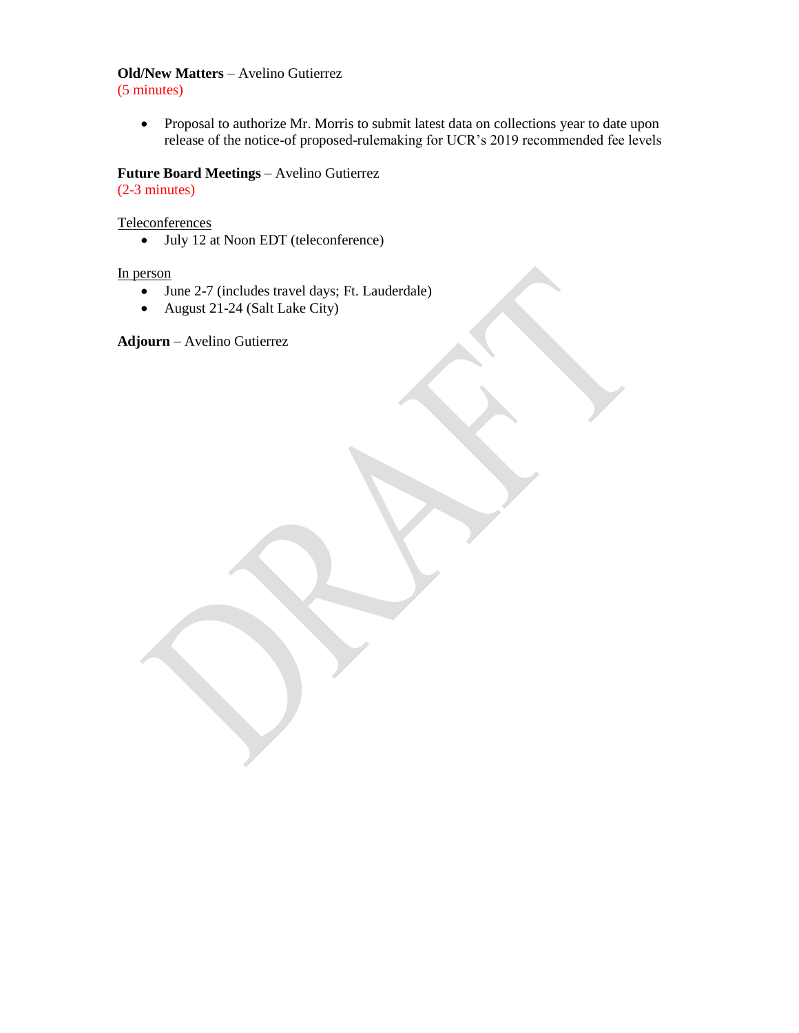**Old/New Matters** – Avelino Gutierrez
(5 minutes)

- Proposal to authorize Mr. Morris to submit latest data on collections year to date upon release of the notice-of proposed-rulemaking for UCR's 2019 recommended fee levels

**Future Board Meetings** – Avelino Gutierrez
(2-3 minutes)

Teleconferences

- July 12 at Noon EDT (teleconference)

In person

- June 2-7 (includes travel days; Ft. Lauderdale)
- August 21-24 (Salt Lake City)

**Adjourn** – Avelino Gutierrez